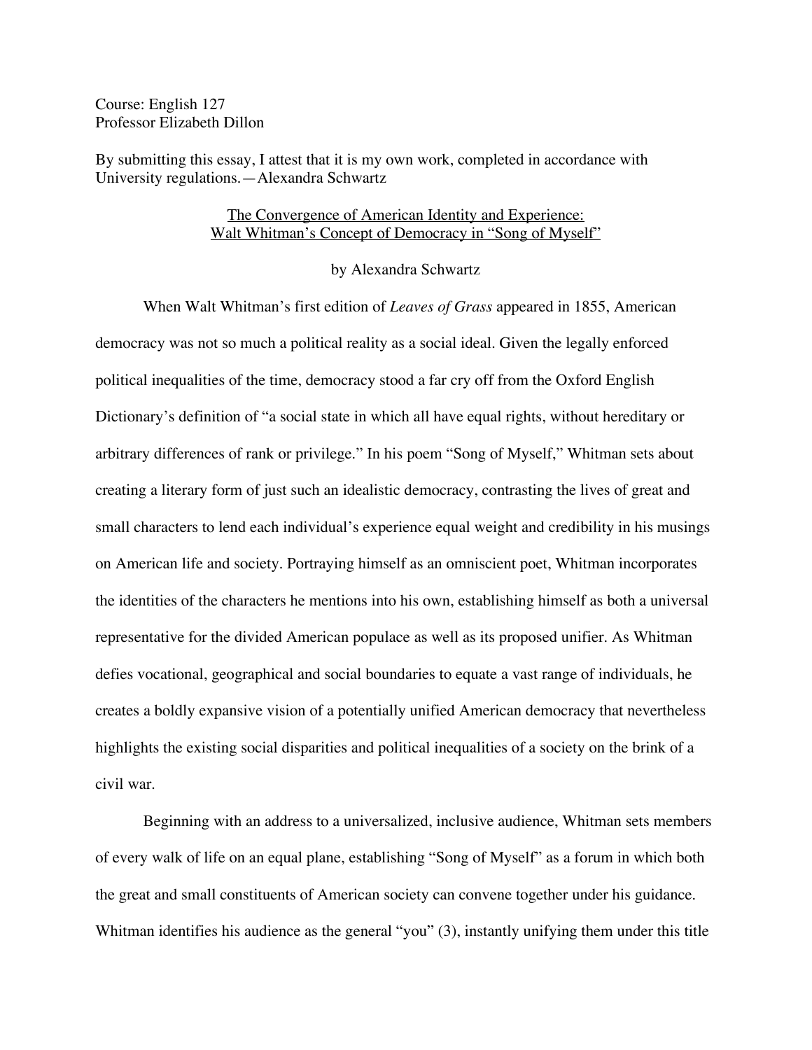Course: English 127
Professor Elizabeth Dillon

By submitting this essay, I attest that it is my own work, completed in accordance with University regulations.—Alexandra Schwartz

# The Convergence of American Identity and Experience: Walt Whitman's Concept of Democracy in "Song of Myself"

by Alexandra Schwartz

When Walt Whitman's first edition of *Leaves of Grass* appeared in 1855, American democracy was not so much a political reality as a social ideal. Given the legally enforced political inequalities of the time, democracy stood a far cry off from the Oxford English Dictionary's definition of "a social state in which all have equal rights, without hereditary or arbitrary differences of rank or privilege." In his poem "Song of Myself," Whitman sets about creating a literary form of just such an idealistic democracy, contrasting the lives of great and small characters to lend each individual's experience equal weight and credibility in his musings on American life and society. Portraying himself as an omniscient poet, Whitman incorporates the identities of the characters he mentions into his own, establishing himself as both a universal representative for the divided American populace as well as its proposed unifier. As Whitman defies vocational, geographical and social boundaries to equate a vast range of individuals, he creates a boldly expansive vision of a potentially unified American democracy that nevertheless highlights the existing social disparities and political inequalities of a society on the brink of a civil war.

Beginning with an address to a universalized, inclusive audience, Whitman sets members of every walk of life on an equal plane, establishing "Song of Myself" as a forum in which both the great and small constituents of American society can convene together under his guidance. Whitman identifies his audience as the general "you" (3), instantly unifying them under this title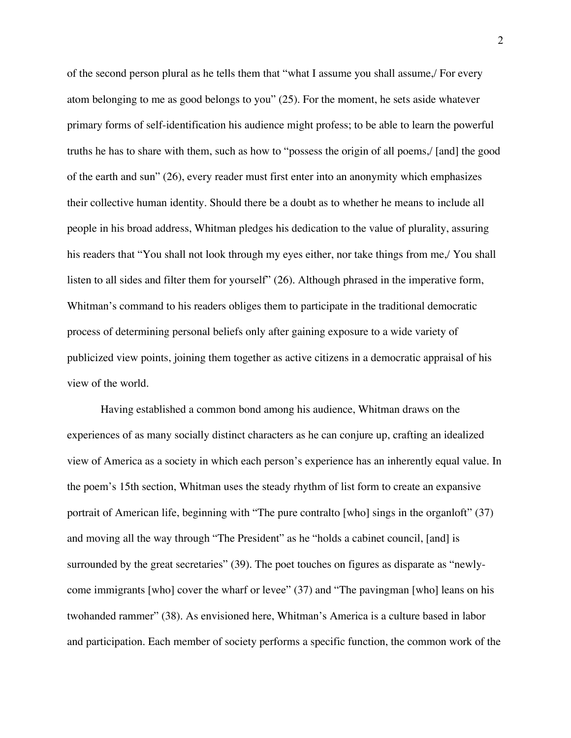of the second person plural as he tells them that "what I assume you shall assume,/ For every atom belonging to me as good belongs to you" (25). For the moment, he sets aside whatever primary forms of self-identification his audience might profess; to be able to learn the powerful truths he has to share with them, such as how to "possess the origin of all poems,/ [and] the good of the earth and sun" (26), every reader must first enter into an anonymity which emphasizes their collective human identity. Should there be a doubt as to whether he means to include all people in his broad address, Whitman pledges his dedication to the value of plurality, assuring his readers that "You shall not look through my eyes either, nor take things from me,/ You shall listen to all sides and filter them for yourself" (26). Although phrased in the imperative form, Whitman's command to his readers obliges them to participate in the traditional democratic process of determining personal beliefs only after gaining exposure to a wide variety of publicized view points, joining them together as active citizens in a democratic appraisal of his view of the world.

Having established a common bond among his audience, Whitman draws on the experiences of as many socially distinct characters as he can conjure up, crafting an idealized view of America as a society in which each person's experience has an inherently equal value. In the poem's 15th section, Whitman uses the steady rhythm of list form to create an expansive portrait of American life, beginning with "The pure contralto [who] sings in the organloft" (37) and moving all the way through "The President" as he "holds a cabinet council, [and] is surrounded by the great secretaries" (39). The poet touches on figures as disparate as "newly-come immigrants [who] cover the wharf or levee" (37) and "The pavingman [who] leans on his twohanded rammer" (38). As envisioned here, Whitman's America is a culture based in labor and participation. Each member of society performs a specific function, the common work of the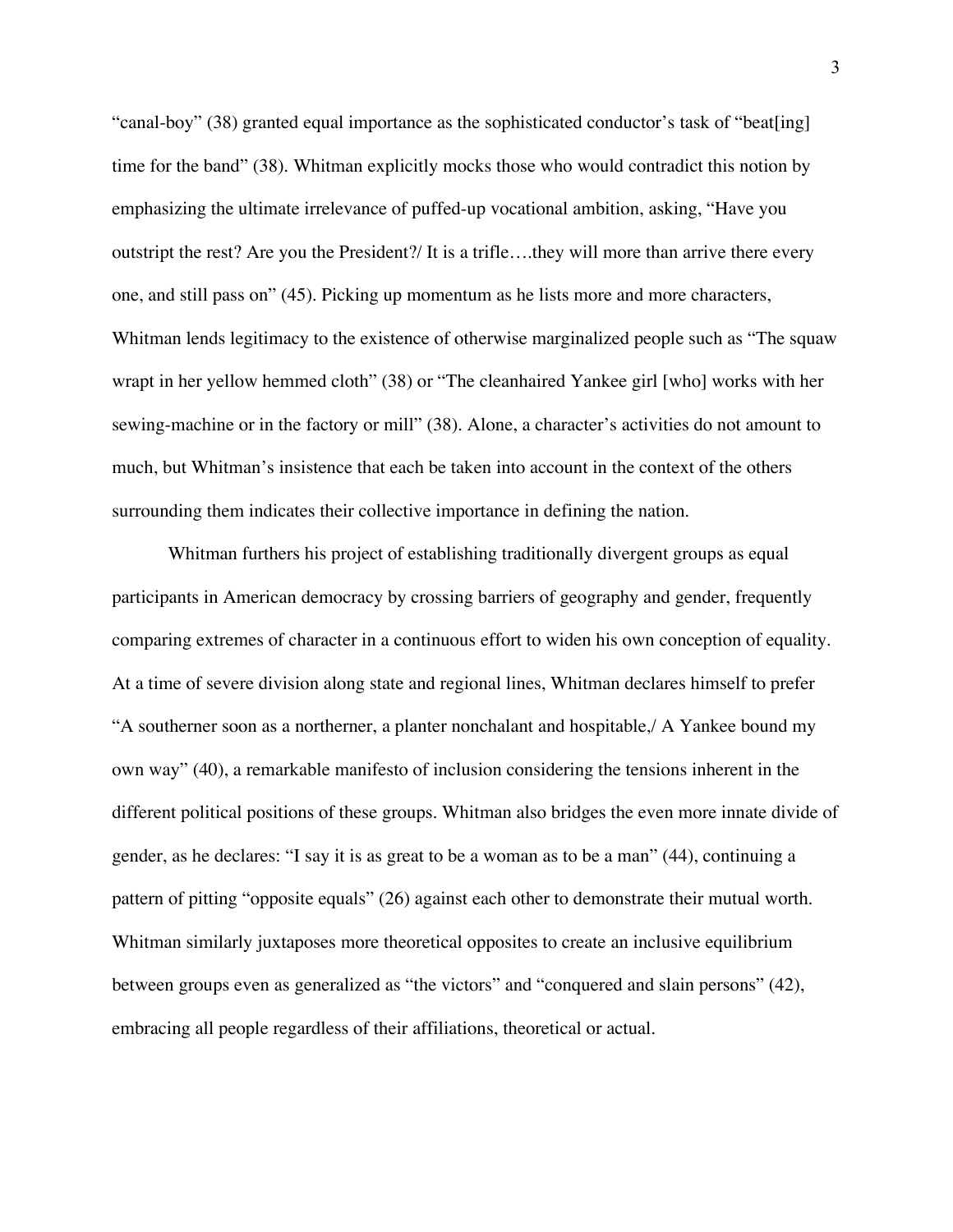"canal-boy" (38) granted equal importance as the sophisticated conductor's task of "beat[ing] time for the band" (38). Whitman explicitly mocks those who would contradict this notion by emphasizing the ultimate irrelevance of puffed-up vocational ambition, asking, "Have you outstript the rest? Are you the President?/ It is a trifle….they will more than arrive there every one, and still pass on" (45). Picking up momentum as he lists more and more characters, Whitman lends legitimacy to the existence of otherwise marginalized people such as "The squaw wrapt in her yellow hemmed cloth" (38) or "The cleanhaired Yankee girl [who] works with her sewing-machine or in the factory or mill" (38). Alone, a character's activities do not amount to much, but Whitman's insistence that each be taken into account in the context of the others surrounding them indicates their collective importance in defining the nation.

Whitman furthers his project of establishing traditionally divergent groups as equal participants in American democracy by crossing barriers of geography and gender, frequently comparing extremes of character in a continuous effort to widen his own conception of equality. At a time of severe division along state and regional lines, Whitman declares himself to prefer "A southerner soon as a northerner, a planter nonchalant and hospitable,/ A Yankee bound my own way" (40), a remarkable manifesto of inclusion considering the tensions inherent in the different political positions of these groups. Whitman also bridges the even more innate divide of gender, as he declares: "I say it is as great to be a woman as to be a man" (44), continuing a pattern of pitting "opposite equals" (26) against each other to demonstrate their mutual worth. Whitman similarly juxtaposes more theoretical opposites to create an inclusive equilibrium between groups even as generalized as "the victors" and "conquered and slain persons" (42), embracing all people regardless of their affiliations, theoretical or actual.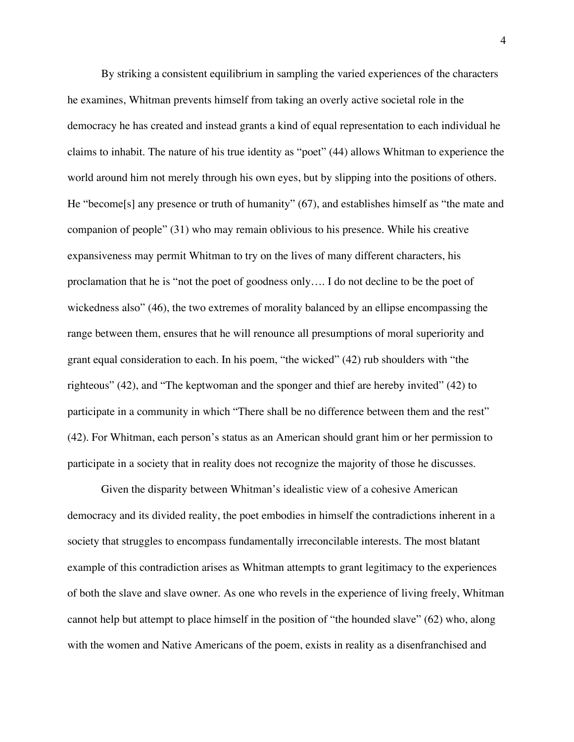By striking a consistent equilibrium in sampling the varied experiences of the characters he examines, Whitman prevents himself from taking an overly active societal role in the democracy he has created and instead grants a kind of equal representation to each individual he claims to inhabit. The nature of his true identity as "poet" (44) allows Whitman to experience the world around him not merely through his own eyes, but by slipping into the positions of others. He "become[s] any presence or truth of humanity" (67), and establishes himself as "the mate and companion of people" (31) who may remain oblivious to his presence. While his creative expansiveness may permit Whitman to try on the lives of many different characters, his proclamation that he is "not the poet of goodness only…. I do not decline to be the poet of wickedness also" (46), the two extremes of morality balanced by an ellipse encompassing the range between them, ensures that he will renounce all presumptions of moral superiority and grant equal consideration to each. In his poem, "the wicked" (42) rub shoulders with "the righteous" (42), and "The keptwoman and the sponger and thief are hereby invited" (42) to participate in a community in which "There shall be no difference between them and the rest" (42). For Whitman, each person's status as an American should grant him or her permission to participate in a society that in reality does not recognize the majority of those he discusses.

Given the disparity between Whitman's idealistic view of a cohesive American democracy and its divided reality, the poet embodies in himself the contradictions inherent in a society that struggles to encompass fundamentally irreconcilable interests. The most blatant example of this contradiction arises as Whitman attempts to grant legitimacy to the experiences of both the slave and slave owner. As one who revels in the experience of living freely, Whitman cannot help but attempt to place himself in the position of "the hounded slave" (62) who, along with the women and Native Americans of the poem, exists in reality as a disenfranchised and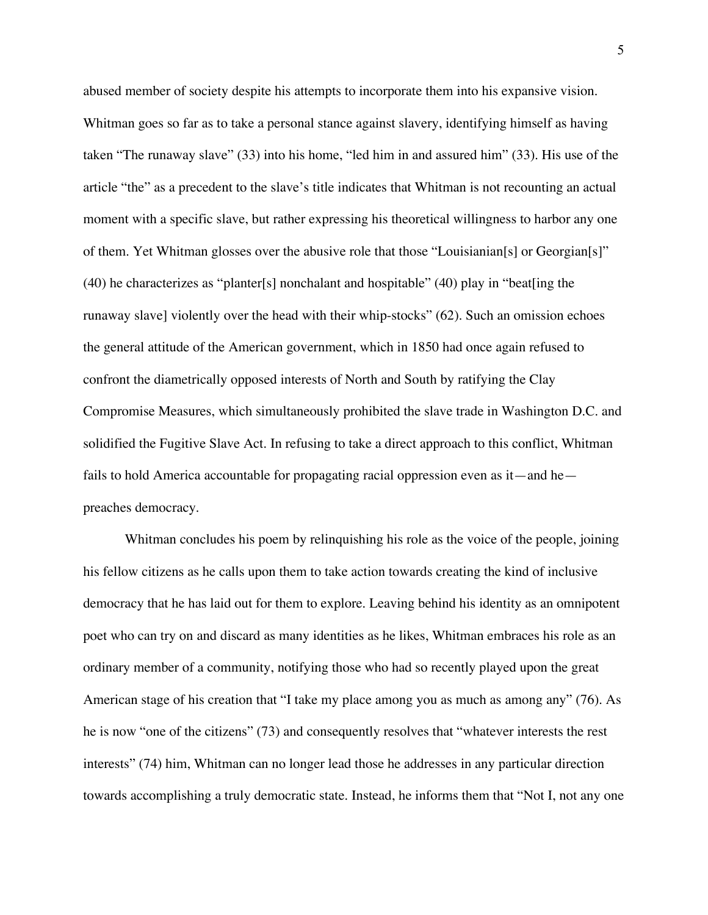abused member of society despite his attempts to incorporate them into his expansive vision. Whitman goes so far as to take a personal stance against slavery, identifying himself as having taken "The runaway slave" (33) into his home, "led him in and assured him" (33). His use of the article "the" as a precedent to the slave's title indicates that Whitman is not recounting an actual moment with a specific slave, but rather expressing his theoretical willingness to harbor any one of them. Yet Whitman glosses over the abusive role that those "Louisianian[s] or Georgian[s]" (40) he characterizes as "planter[s] nonchalant and hospitable" (40) play in "beat[ing the runaway slave] violently over the head with their whip-stocks" (62). Such an omission echoes the general attitude of the American government, which in 1850 had once again refused to confront the diametrically opposed interests of North and South by ratifying the Clay Compromise Measures, which simultaneously prohibited the slave trade in Washington D.C. and solidified the Fugitive Slave Act. In refusing to take a direct approach to this conflict, Whitman fails to hold America accountable for propagating racial oppression even as it—and he—preaches democracy.

Whitman concludes his poem by relinquishing his role as the voice of the people, joining his fellow citizens as he calls upon them to take action towards creating the kind of inclusive democracy that he has laid out for them to explore. Leaving behind his identity as an omnipotent poet who can try on and discard as many identities as he likes, Whitman embraces his role as an ordinary member of a community, notifying those who had so recently played upon the great American stage of his creation that "I take my place among you as much as among any" (76). As he is now "one of the citizens" (73) and consequently resolves that "whatever interests the rest interests" (74) him, Whitman can no longer lead those he addresses in any particular direction towards accomplishing a truly democratic state. Instead, he informs them that "Not I, not any one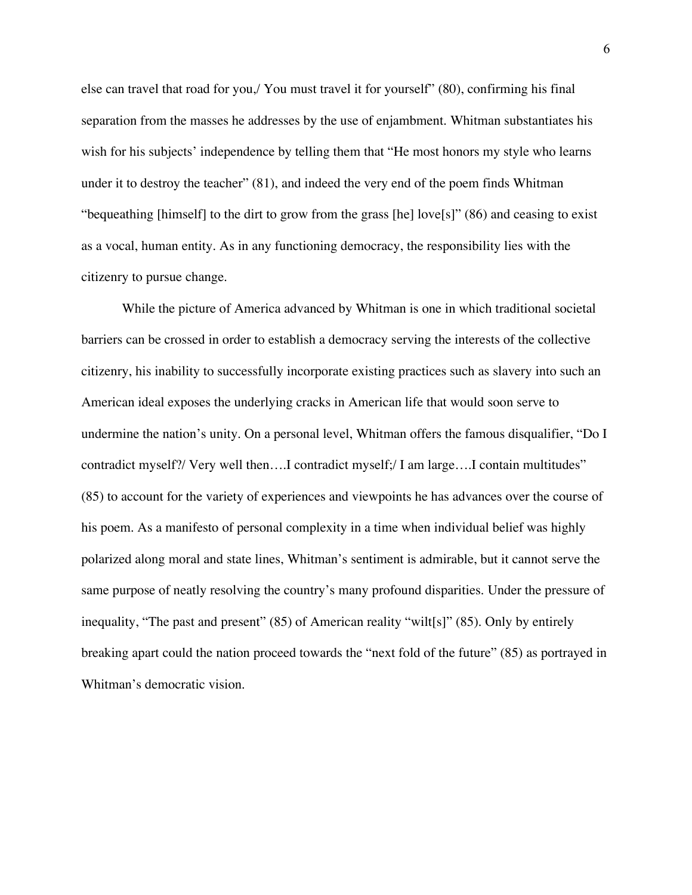else can travel that road for you,/ You must travel it for yourself" (80), confirming his final separation from the masses he addresses by the use of enjambment. Whitman substantiates his wish for his subjects' independence by telling them that "He most honors my style who learns under it to destroy the teacher" (81), and indeed the very end of the poem finds Whitman "bequeathing [himself] to the dirt to grow from the grass [he] love[s]" (86) and ceasing to exist as a vocal, human entity. As in any functioning democracy, the responsibility lies with the citizenry to pursue change.

While the picture of America advanced by Whitman is one in which traditional societal barriers can be crossed in order to establish a democracy serving the interests of the collective citizenry, his inability to successfully incorporate existing practices such as slavery into such an American ideal exposes the underlying cracks in American life that would soon serve to undermine the nation's unity. On a personal level, Whitman offers the famous disqualifier, "Do I contradict myself?/ Very well then….I contradict myself;/ I am large….I contain multitudes" (85) to account for the variety of experiences and viewpoints he has advances over the course of his poem. As a manifesto of personal complexity in a time when individual belief was highly polarized along moral and state lines, Whitman's sentiment is admirable, but it cannot serve the same purpose of neatly resolving the country's many profound disparities. Under the pressure of inequality, "The past and present" (85) of American reality "wilt[s]" (85). Only by entirely breaking apart could the nation proceed towards the "next fold of the future" (85) as portrayed in Whitman's democratic vision.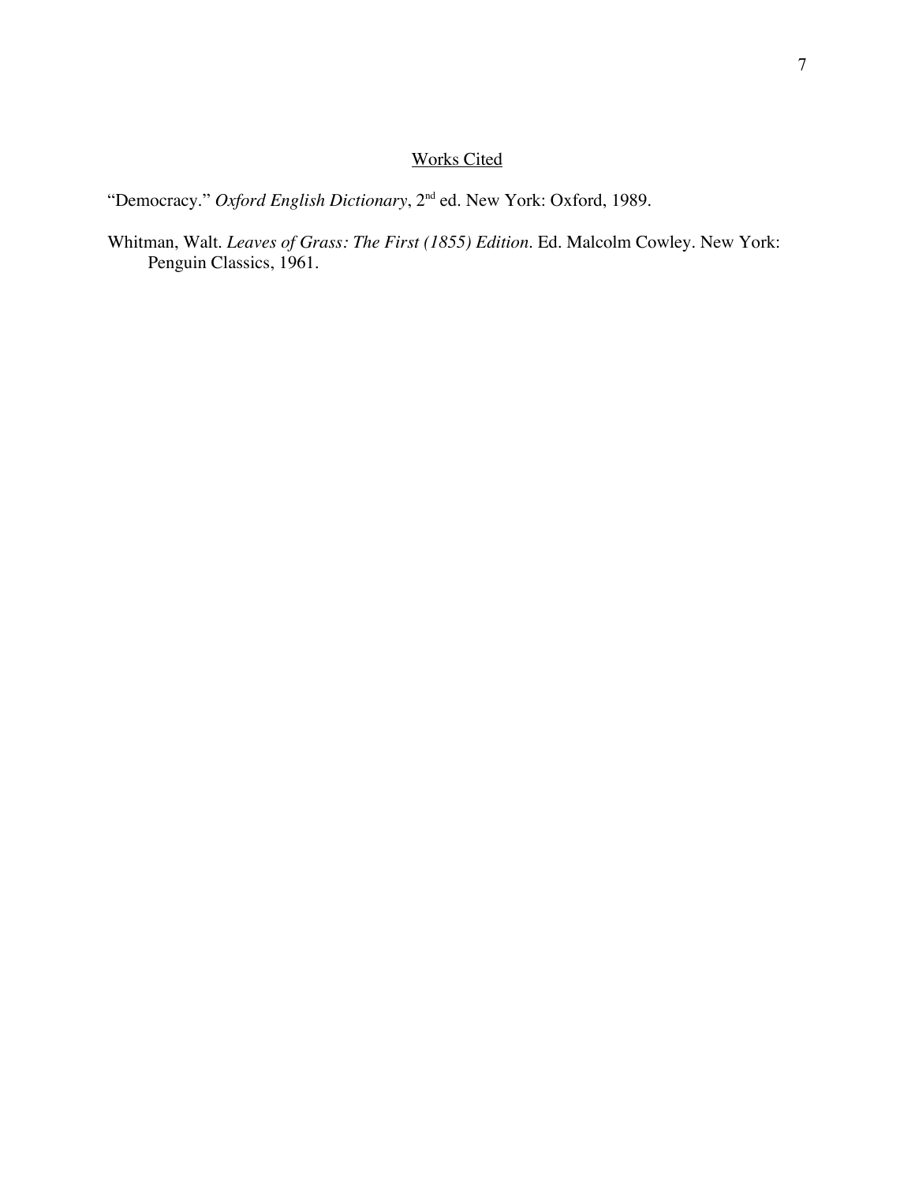## Works Cited

"Democracy." *Oxford English Dictionary*, 2nd ed. New York: Oxford, 1989.

Whitman, Walt. *Leaves of Grass: The First (1855) Edition*. Ed. Malcolm Cowley. New York: Penguin Classics, 1961.